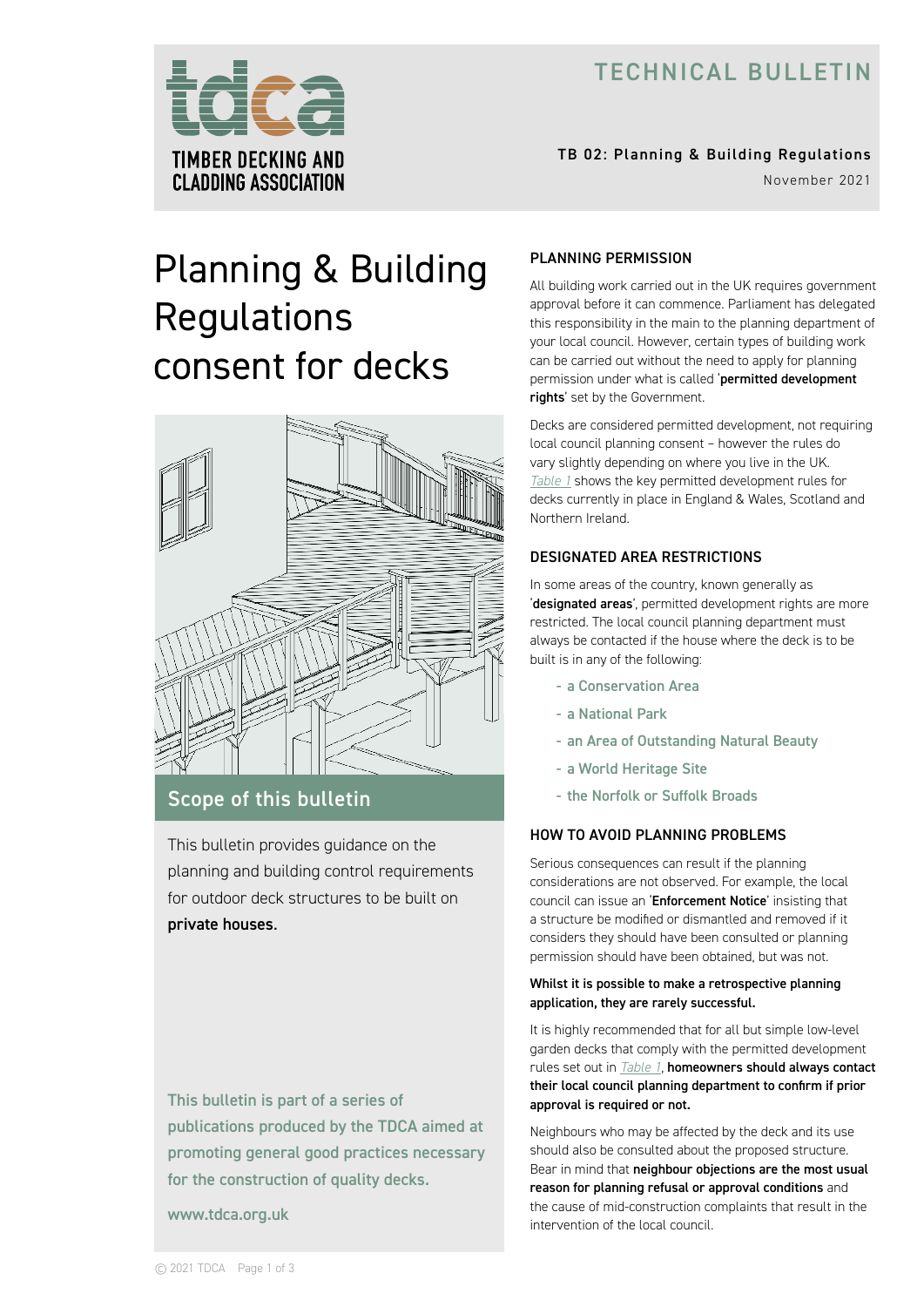TECHNICAL BULLETIN

TB 02: Planning & Building Regulations

November 2021

# Planning & Building Regulations consent for decks

## Scope of this bulletin

This bulletin provides guidance on the planning and building control requirements for outdoor deck structures to be built on **private houses.**

This bulletin is part of a series of publications produced by the TDCA aimed at promoting general good practices necessary for the construction of quality decks.

www.tdca.org.uk

## PLANNING PERMISSION

All building work carried out in the UK requires government approval before it can commence. Parliament has delegated this responsibility in the main to the planning department of your local council. However, certain types of building work can be carried out without the need to apply for planning permission under what is called '**permitted development rights**' set by the Government.

Decks are considered permitted development, not requiring local council planning consent – however the rules do vary slightly depending on where you live in the UK. *Table 1* shows the key permitted development rules for decks currently in place in England & Wales, Scotland and Northern Ireland.

## DESIGNATED AREA RESTRICTIONS

In some areas of the country, known generally as '**designated areas**', permitted development rights are more restricted. The local council planning department must always be contacted if the house where the deck is to be built is in any of the following:

- a Conservation Area
- a National Park
- an Area of Outstanding Natural Beauty
- a World Heritage Site
- the Norfolk or Suffolk Broads

## HOW TO AVOID PLANNING PROBLEMS

Serious consequences can result if the planning considerations are not observed. For example, the local council can issue an '**Enforcement Notice**' insisting that a structure be modified or dismantled and removed if it considers they should have been consulted or planning permission should have been obtained, but was not.

**Whilst it is possible to make a retrospective planning application, they are rarely successful.**

It is highly recommended that for all but simple low-level garden decks that comply with the permitted development rules set out in *Table 1*, **homeowners should always contact their local council planning department to confirm if prior approval is required or not.**

Neighbours who may be affected by the deck and its use should also be consulted about the proposed structure. Bear in mind that **neighbour objections are the most usual reason for planning refusal or approval conditions** and the cause of mid-construction complaints that result in the intervention of the local council.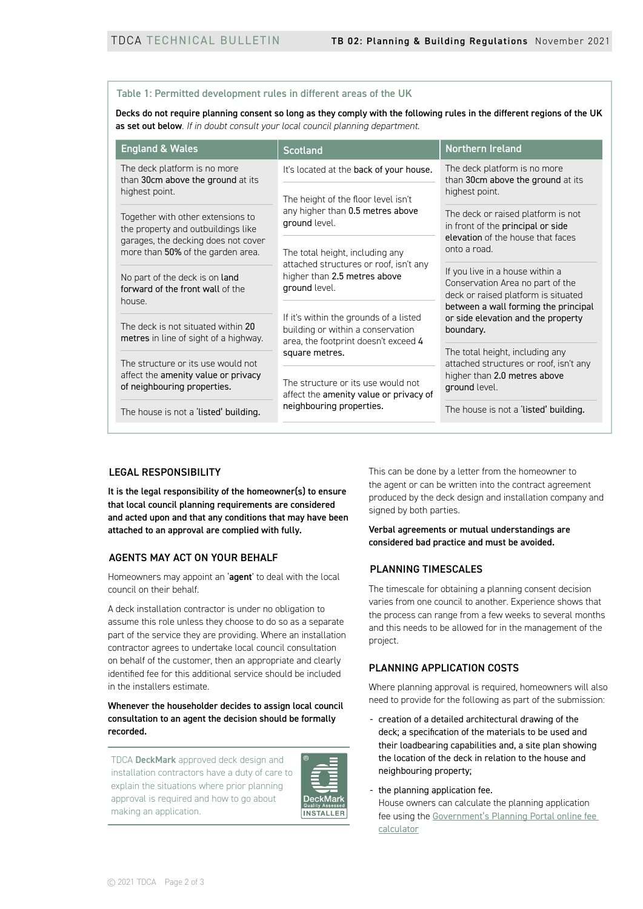### Table 1: Permitted development rules in different areas of the UK

**Decks do not require planning consent so long as they comply with the following rules in the different regions of the UK as set out below**. *If in doubt consult your local council planning department.*

| England & Wales | Scotland | Northern Ireland |
|---|---|---|
| The deck platform is no more than **30cm above the ground** at its highest point. | It's located at the **back of your house.** | The deck platform is no more than **30cm above the ground** at its highest point. |
| Together with other extensions to the property and outbuildings like garages, the decking does not cover more than **50%** of the garden area. | The height of the floor level isn't any higher than **0.5 metres above ground** level. | The deck or raised platform is not in front of the **principal or side elevation** of the house that faces onto a road. |
| No part of the deck is on **land forward of the front wall** of the house. | The total height, including any attached structures or roof, isn't any higher than **2.5 metres above ground** level. | If you live in a house within a Conservation Area no part of the deck or raised platform is situated **between a wall forming the principal or side elevation and the property boundary.** |
| The deck is not situated within **20 metres** in line of sight of a highway. | If it's within the grounds of a listed building or within a conservation area, the footprint doesn't exceed **4 square metres.** | The total height, including any attached structures or roof, isn't any higher than **2.0 metres above ground** level. |
| The structure or its use would not affect the **amenity value or privacy** of neighbouring properties. | The structure or its use would not affect the **amenity value or privacy** of **neighbouring properties.** | The house is not a **'listed' building.** |
| The house is not a **'listed' building.** | | |

## LEGAL RESPONSIBILITY

**It is the legal responsibility of the homeowner(s) to ensure that local council planning requirements are considered and acted upon and that any conditions that may have been attached to an approval are complied with fully.**

## AGENTS MAY ACT ON YOUR BEHALF

Homeowners may appoint an '**agent**' to deal with the local council on their behalf.

A deck installation contractor is under no obligation to assume this role unless they choose to do so as a separate part of the service they are providing. Where an installation contractor agrees to undertake local council consultation on behalf of the customer, then an appropriate and clearly identified fee for this additional service should be included in the installers estimate.

**Whenever the householder decides to assign local council consultation to an agent the decision should be formally recorded.**

TDCA **DeckMark** approved deck design and installation contractors have a duty of care to explain the situations where prior planning approval is required and how to go about making an application.

This can be done by a letter from the homeowner to the agent or can be written into the contract agreement produced by the deck design and installation company and signed by both parties.

**Verbal agreements or mutual understandings are considered bad practice and must be avoided.**

## PLANNING TIMESCALES

The timescale for obtaining a planning consent decision varies from one council to another. Experience shows that the process can range from a few weeks to several months and this needs to be allowed for in the management of the project.

## PLANNING APPLICATION COSTS

Where planning approval is required, homeowners will also need to provide for the following as part of the submission:

- creation of a detailed architectural drawing of the deck; a specification of the materials to be used and their loadbearing capabilities and, a site plan showing the location of the deck in relation to the house and neighbouring property;
- the planning application fee.
  House owners can calculate the planning application fee using the Government's Planning Portal online fee calculator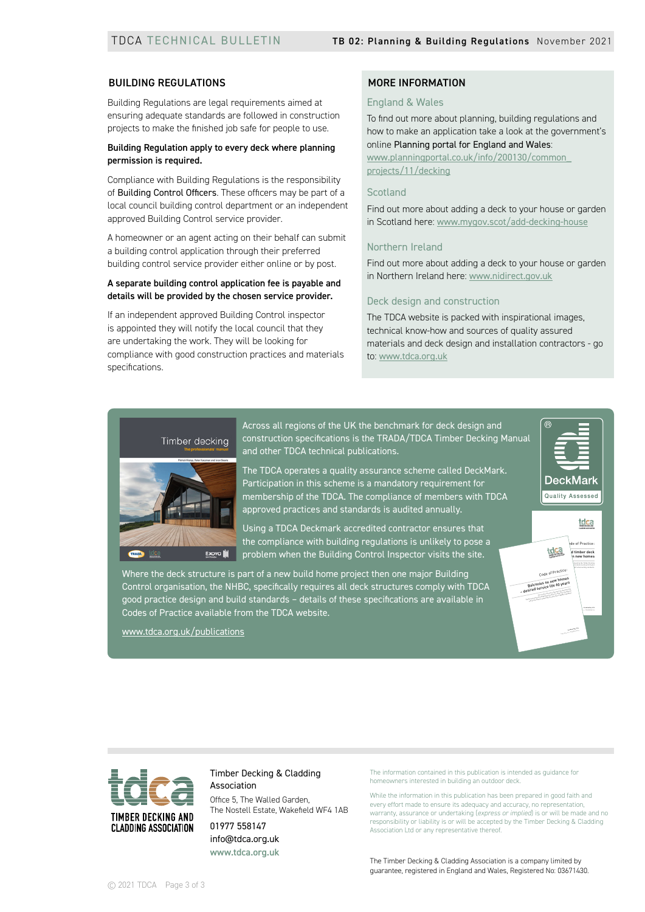## BUILDING REGULATIONS

Building Regulations are legal requirements aimed at ensuring adequate standards are followed in construction projects to make the finished job safe for people to use.

**Building Regulation apply to every deck where planning permission is required.**

Compliance with Building Regulations is the responsibility of Building Control Officers. These officers may be part of a local council building control department or an independent approved Building Control service provider.

A homeowner or an agent acting on their behalf can submit a building control application through their preferred building control service provider either online or by post.

**A separate building control application fee is payable and details will be provided by the chosen service provider.**

If an independent approved Building Control inspector is appointed they will notify the local council that they are undertaking the work. They will be looking for compliance with good construction practices and materials specifications.

## MORE INFORMATION

### England & Wales

To find out more about planning, building regulations and how to make an application take a look at the government's online Planning portal for England and Wales: www.planningportal.co.uk/info/200130/common_projects/11/decking

### Scotland

Find out more about adding a deck to your house or garden in Scotland here: www.mygov.scot/add-decking-house

### Northern Ireland

Find out more about adding a deck to your house or garden in Northern Ireland here: www.nidirect.gov.uk

### Deck design and construction

The TDCA website is packed with inspirational images, technical know-how and sources of quality assured materials and deck design and installation contractors - go to: www.tdca.org.uk

Across all regions of the UK the benchmark for deck design and construction specifications is the TRADA/TDCA Timber Decking Manual and other TDCA technical publications.

The TDCA operates a quality assurance scheme called DeckMark. Participation in this scheme is a mandatory requirement for membership of the TDCA. The compliance of members with TDCA approved practices and standards is audited annually.

Using a TDCA Deckmark accredited contractor ensures that the compliance with building regulations is unlikely to pose a problem when the Building Control Inspector visits the site.

Where the deck structure is part of a new build home project then one major Building Control organisation, the NHBC, specifically requires all deck structures comply with TDCA good practice design and build standards – details of these specifications are available in Codes of Practice available from the TDCA website.

www.tdca.org.uk/publications

Timber Decking & Cladding Association

Office 5, The Walled Garden,
The Nostell Estate, Wakefield WF4 1AB

01977 558147
info@tdca.org.uk
www.tdca.org.uk

The information contained in this publication is intended as guidance for homeowners interested in building an outdoor deck.

While the information in this publication has been prepared in good faith and every effort made to ensure its adequacy and accuracy, no representation, warranty, assurance or undertaking (*express or implied*) is or will be made and no responsibility or liability is or will be accepted by the Timber Decking & Cladding Association Ltd or any representative thereof.

The Timber Decking & Cladding Association is a company limited by guarantee, registered in England and Wales, Registered No: 03671430.

© 2021 TDCA